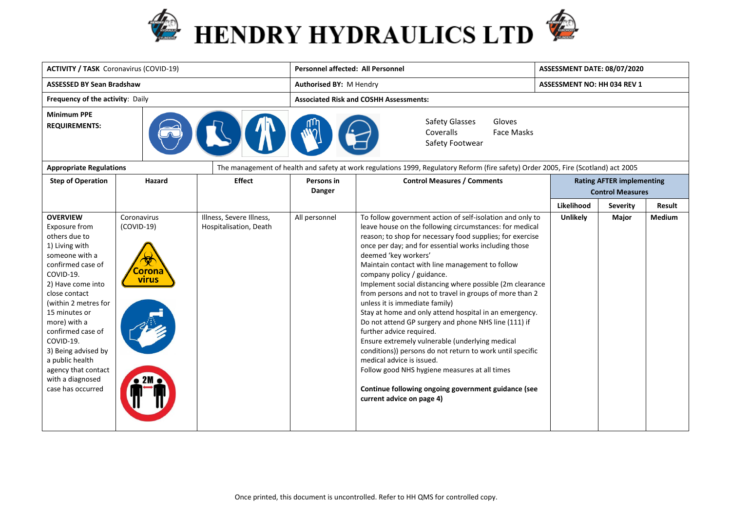# HENDRY HYDRAULICS LTD

| **ACTIVITY / TASK** Coronavirus (COVID-19) | **Personnel affected: All Personnel** | **ASSESSMENT DATE: 08/07/2020** |
|---|---|---|
| **ASSESSED BY Sean Bradshaw** | **Authorised BY:** M Hendry | **ASSESSMENT NO: HH 034 REV 1** |
| **Frequency of the activity**: Daily | **Associated Risk and COSHH Assessments:** | |
| **Minimum PPE REQUIREMENTS:** | Safety Glasses, Gloves, Coveralls, Face Masks, Safety Footwear | |
| **Appropriate Regulations** | The management of health and safety at work regulations 1999, Regulatory Reform (fire safety) Order 2005, Fire (Scotland) act 2005 | |

| Step of Operation | Hazard | Effect | Persons in Danger | Control Measures / Comments | Rating AFTER implementing Control Measures | | |
|---|---|---|---|---|---|---|---|
| | | | | | **Likelihood** | **Severity** | **Result** |
| **OVERVIEW** Exposure from others due to 1) Living with someone with a confirmed case of COVID-19. 2) Have come into close contact (within 2 metres for 15 minutes or more) with a confirmed case of COVID-19. 3) Being advised by a public health agency that contact with a diagnosed case has occurred | Coronavirus (COVID-19) | Illness, Severe Illness, Hospitalisation, Death | All personnel | To follow government action of self-isolation and only to leave house on the following circumstances: for medical reason; to shop for necessary food supplies; for exercise once per day; and for essential works including those deemed 'key workers'<br>Maintain contact with line management to follow company policy / guidance.<br>Implement social distancing where possible (2m clearance from persons and not to travel in groups of more than 2 unless it is immediate family)<br>Stay at home and only attend hospital in an emergency. Do not attend GP surgery and phone NHS line (111) if further advice required.<br>Ensure extremely vulnerable (underlying medical conditions)) persons do not return to work until specific medical advice is issued.<br>Follow good NHS hygiene measures at all times<br><br>**Continue following ongoing government guidance (see current advice on page 4)** | **Unlikely** | **Major** | **Medium** |

Once printed, this document is uncontrolled. Refer to HH QMS for controlled copy.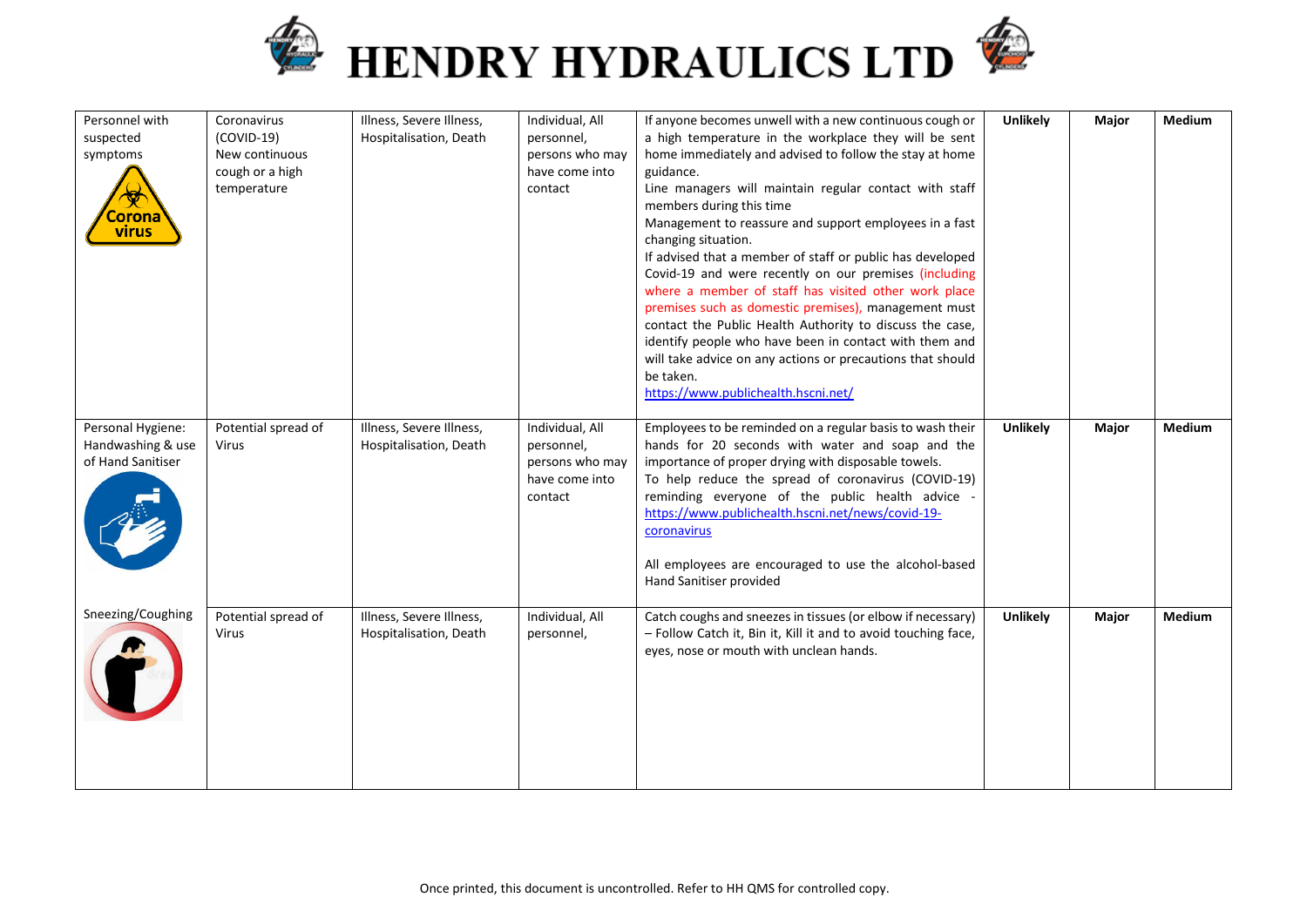| | | | | | | | |
|---|---|---|---|---|---|---|---|
| Personnel with suspected symptoms | Coronavirus (COVID-19) New continuous cough or a high temperature | Illness, Severe Illness, Hospitalisation, Death | Individual, All personnel, persons who may have come into contact | If anyone becomes unwell with a new continuous cough or a high temperature in the workplace they will be sent home immediately and advised to follow the stay at home guidance.<br>Line managers will maintain regular contact with staff members during this time<br>Management to reassure and support employees in a fast changing situation.<br>If advised that a member of staff or public has developed Covid-19 and were recently on our premises (including where a member of staff has visited other work place premises such as domestic premises), management must contact the Public Health Authority to discuss the case, identify people who have been in contact with them and will take advice on any actions or precautions that should be taken.<br>https://www.publichealth.hscni.net/ | **Unlikely** | **Major** | **Medium** |
| Personal Hygiene: Handwashing & use of Hand Sanitiser | Potential spread of Virus | Illness, Severe Illness, Hospitalisation, Death | Individual, All personnel, persons who may have come into contact | Employees to be reminded on a regular basis to wash their hands for 20 seconds with water and soap and the importance of proper drying with disposable towels.<br>To help reduce the spread of coronavirus (COVID-19) reminding everyone of the public health advice - https://www.publichealth.hscni.net/news/covid-19-coronavirus<br><br>All employees are encouraged to use the alcohol-based Hand Sanitiser provided | **Unlikely** | **Major** | **Medium** |
| Sneezing/Coughing | Potential spread of Virus | Illness, Severe Illness, Hospitalisation, Death | Individual, All personnel, | Catch coughs and sneezes in tissues (or elbow if necessary) – Follow Catch it, Bin it, Kill it and to avoid touching face, eyes, nose or mouth with unclean hands. | **Unlikely** | **Major** | **Medium** |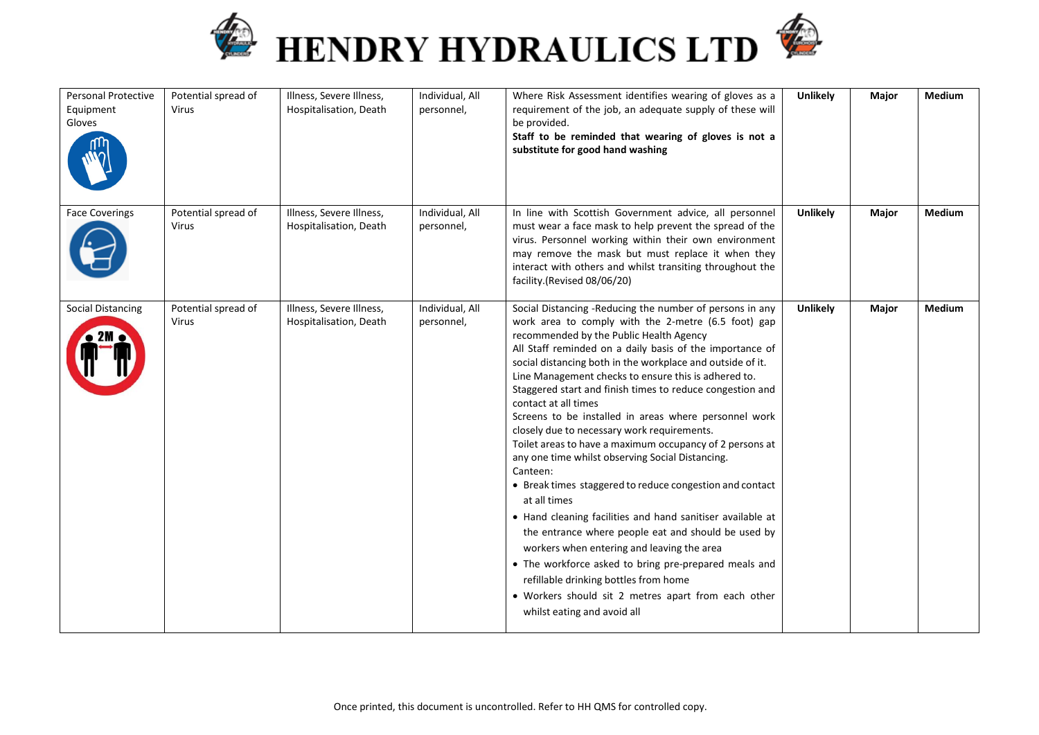| Personal Protective Equipment Gloves | Potential spread of Virus | Illness, Severe Illness, Hospitalisation, Death | Individual, All personnel, | Where Risk Assessment identifies wearing of gloves as a requirement of the job, an adequate supply of these will be provided. **Staff to be reminded that wearing of gloves is not a substitute for good hand washing** | **Unlikely** | **Major** | **Medium** |
|---|---|---|---|---|---|---|---|
| Face Coverings | Potential spread of Virus | Illness, Severe Illness, Hospitalisation, Death | Individual, All personnel, | In line with Scottish Government advice, all personnel must wear a face mask to help prevent the spread of the virus. Personnel working within their own environment may remove the mask but must replace it when they interact with others and whilst transiting throughout the facility.(Revised 08/06/20) | **Unlikely** | **Major** | **Medium** |
| Social Distancing | Potential spread of Virus | Illness, Severe Illness, Hospitalisation, Death | Individual, All personnel, | Social Distancing -Reducing the number of persons in any work area to comply with the 2-metre (6.5 foot) gap recommended by the Public Health Agency<br>All Staff reminded on a daily basis of the importance of social distancing both in the workplace and outside of it.<br>Line Management checks to ensure this is adhered to.<br>Staggered start and finish times to reduce congestion and contact at all times<br>Screens to be installed in areas where personnel work closely due to necessary work requirements.<br>Toilet areas to have a maximum occupancy of 2 persons at any one time whilst observing Social Distancing.<br>Canteen:<br>• Break times staggered to reduce congestion and contact at all times<br>• Hand cleaning facilities and hand sanitiser available at the entrance where people eat and should be used by workers when entering and leaving the area<br>• The workforce asked to bring pre-prepared meals and refillable drinking bottles from home<br>• Workers should sit 2 metres apart from each other whilst eating and avoid all | **Unlikely** | **Major** | **Medium** |

Once printed, this document is uncontrolled. Refer to HH QMS for controlled copy.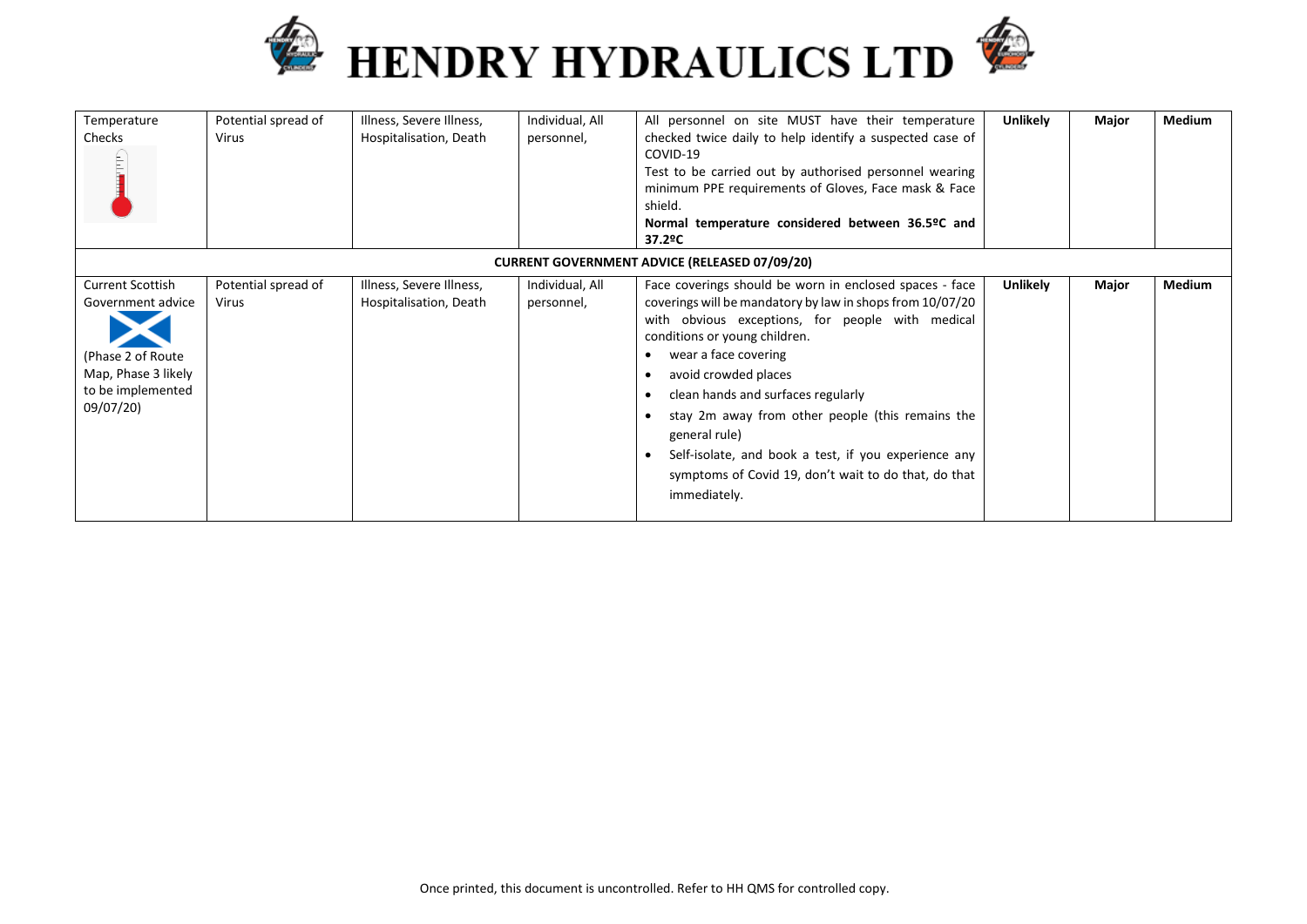| Temperature Checks | Potential spread of Virus | Illness, Severe Illness, Hospitalisation, Death | Individual, All personnel, | All personnel on site MUST have their temperature checked twice daily to help identify a suspected case of COVID-19<br>Test to be carried out by authorised personnel wearing minimum PPE requirements of Gloves, Face mask & Face shield.<br>**Normal temperature considered between 36.5ºC and 37.2ºC** | **Unlikely** | **Major** | **Medium** |
|---|---|---|---|---|---|---|---|
| **CURRENT GOVERNMENT ADVICE (RELEASED 07/09/20)** | | | | | | | |
| Current Scottish Government advice<br>(Phase 2 of Route Map, Phase 3 likely to be implemented 09/07/20) | Potential spread of Virus | Illness, Severe Illness, Hospitalisation, Death | Individual, All personnel, | Face coverings should be worn in enclosed spaces - face coverings will be mandatory by law in shops from 10/07/20 with obvious exceptions, for people with medical conditions or young children.<br>• wear a face covering<br>• avoid crowded places<br>• clean hands and surfaces regularly<br>• stay 2m away from other people (this remains the general rule)<br>• Self-isolate, and book a test, if you experience any symptoms of Covid 19, don't wait to do that, do that immediately. | **Unlikely** | **Major** | **Medium** |

Once printed, this document is uncontrolled. Refer to HH QMS for controlled copy.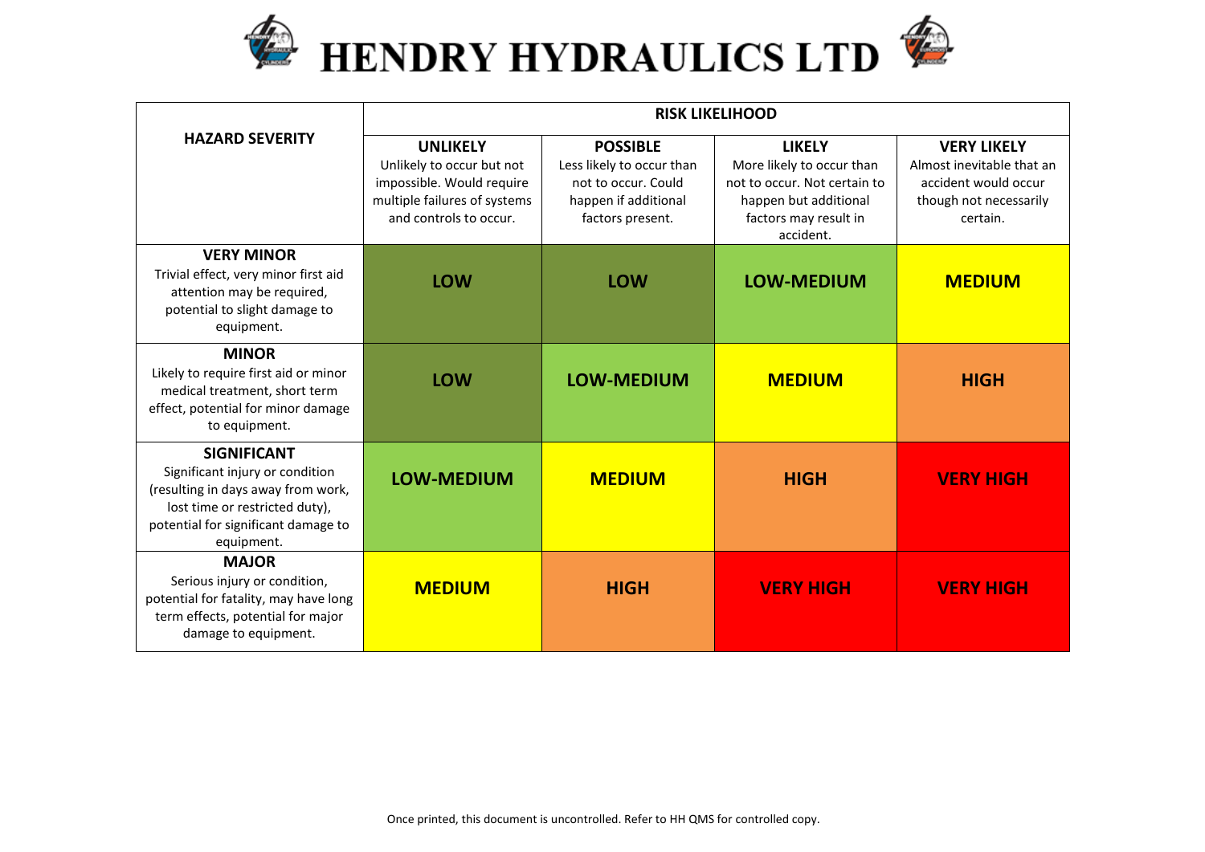# HENDRY HYDRAULICS LTD

| HAZARD SEVERITY | RISK LIKELIHOOD | | | |
|---|---|---|---|---|
| | **UNLIKELY** Unlikely to occur but not impossible. Would require multiple failures of systems and controls to occur. | **POSSIBLE** Less likely to occur than not to occur. Could happen if additional factors present. | **LIKELY** More likely to occur than not to occur. Not certain to happen but additional factors may result in accident. | **VERY LIKELY** Almost inevitable that an accident would occur though not necessarily certain. |
| **VERY MINOR** Trivial effect, very minor first aid attention may be required, potential to slight damage to equipment. | **LOW** | **LOW** | **LOW-MEDIUM** | **MEDIUM** |
| **MINOR** Likely to require first aid or minor medical treatment, short term effect, potential for minor damage to equipment. | **LOW** | **LOW-MEDIUM** | **MEDIUM** | **HIGH** |
| **SIGNIFICANT** Significant injury or condition (resulting in days away from work, lost time or restricted duty), potential for significant damage to equipment. | **LOW-MEDIUM** | **MEDIUM** | **HIGH** | **VERY HIGH** |
| **MAJOR** Serious injury or condition, potential for fatality, may have long term effects, potential for major damage to equipment. | **MEDIUM** | **HIGH** | **VERY HIGH** | **VERY HIGH** |

Once printed, this document is uncontrolled. Refer to HH QMS for controlled copy.